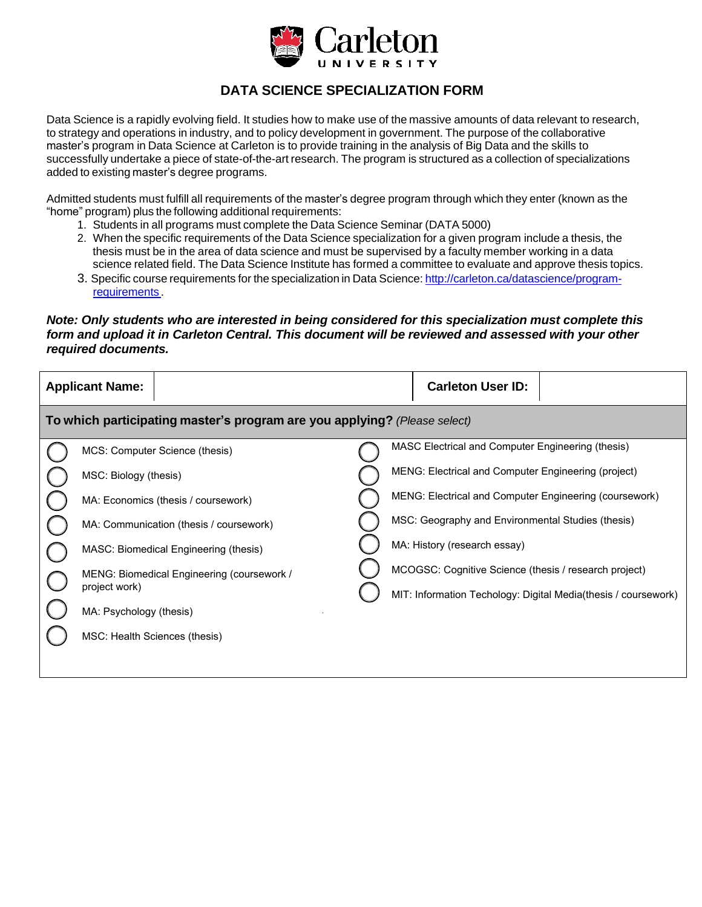# DATA SCIENCE SPECIALIZATION FORM

Data Science is a rapidly evolving field. It studies how to make use of the massive amounts of data relevant to research, to strategy and operations in industry, and to policy development in government. The purpose of the collaborative master's program in Data Science at Carleton is to provide training in the analysis of Big Data and the skills to successfully undertake a piece of state-of-the-art research. The program is structured as a collection of specializations added to existing master's degree programs.

Admitted students must fulfill all requirements of the master's degree program through which they enter (known as the "home" program) plus the following additional requirements:

1. Students in all programs must complete the Data Science Seminar (DATA 5000)
2. When the specific requirements of the Data Science specialization for a given program include a thesis, the thesis must be in the area of data science and must be supervised by a faculty member working in a data science related field. The Data Science Institute has formed a committee to evaluate and approve thesis topics.
3. Specific course requirements for the specialization in Data Science: [http://carleton.ca/datascience/program-requirements](http://carleton.ca/datascience/program-requirements).

***Note: Only students who are interested in being considered for this specialization must complete this form and upload it in Carleton Central. This document will be reviewed and assessed with your other required documents.***

| **Applicant Name:** | | **Carleton User ID:** | |
|---|---|---|---|

**To which participating master's program are you applying?** *(Please select)*

- ○ MCS: Computer Science (thesis)
- ○ MSC: Biology (thesis)
- ○ MA: Economics (thesis / coursework)
- ○ MA: Communication (thesis / coursework)
- ○ MASC: Biomedical Engineering (thesis)
- ○ MENG: Biomedical Engineering (coursework / project work)
- ○ MA: Psychology (thesis)
- ○ MSC: Health Sciences (thesis)
- ○ MASC Electrical and Computer Engineering (thesis)
- ○ MENG: Electrical and Computer Engineering (project)
- ○ MENG: Electrical and Computer Engineering (coursework)
- ○ MSC: Geography and Environmental Studies (thesis)
- ○ MA: History (research essay)
- ○ MCOGSC: Cognitive Science (thesis / research project)
- ○ MIT: Information Techology: Digital Media(thesis / coursework)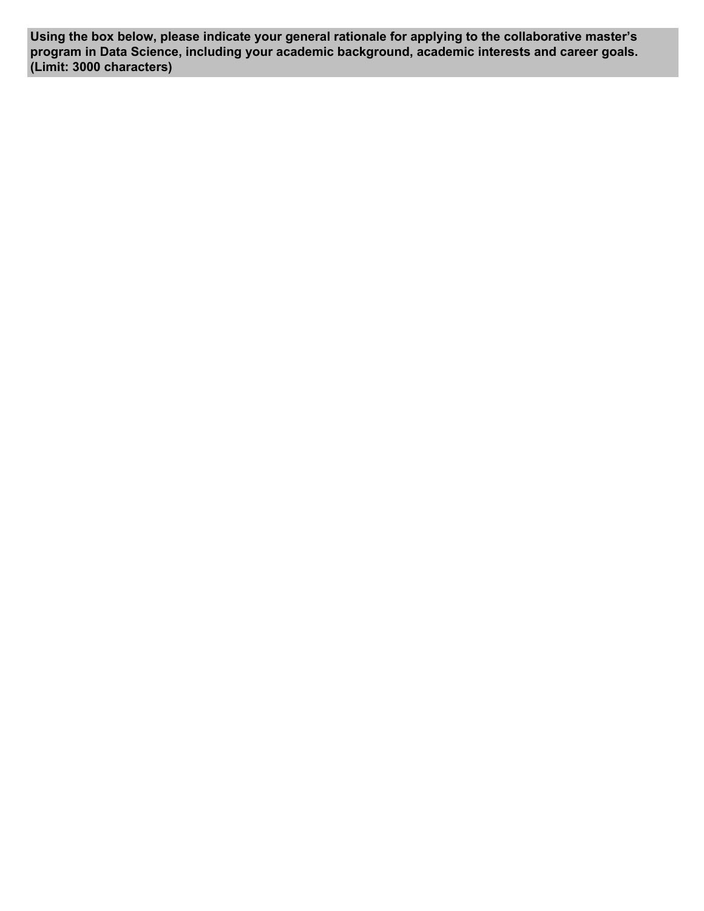**Using the box below, please indicate your general rationale for applying to the collaborative master's program in Data Science, including your academic background, academic interests and career goals. (Limit: 3000 characters)**